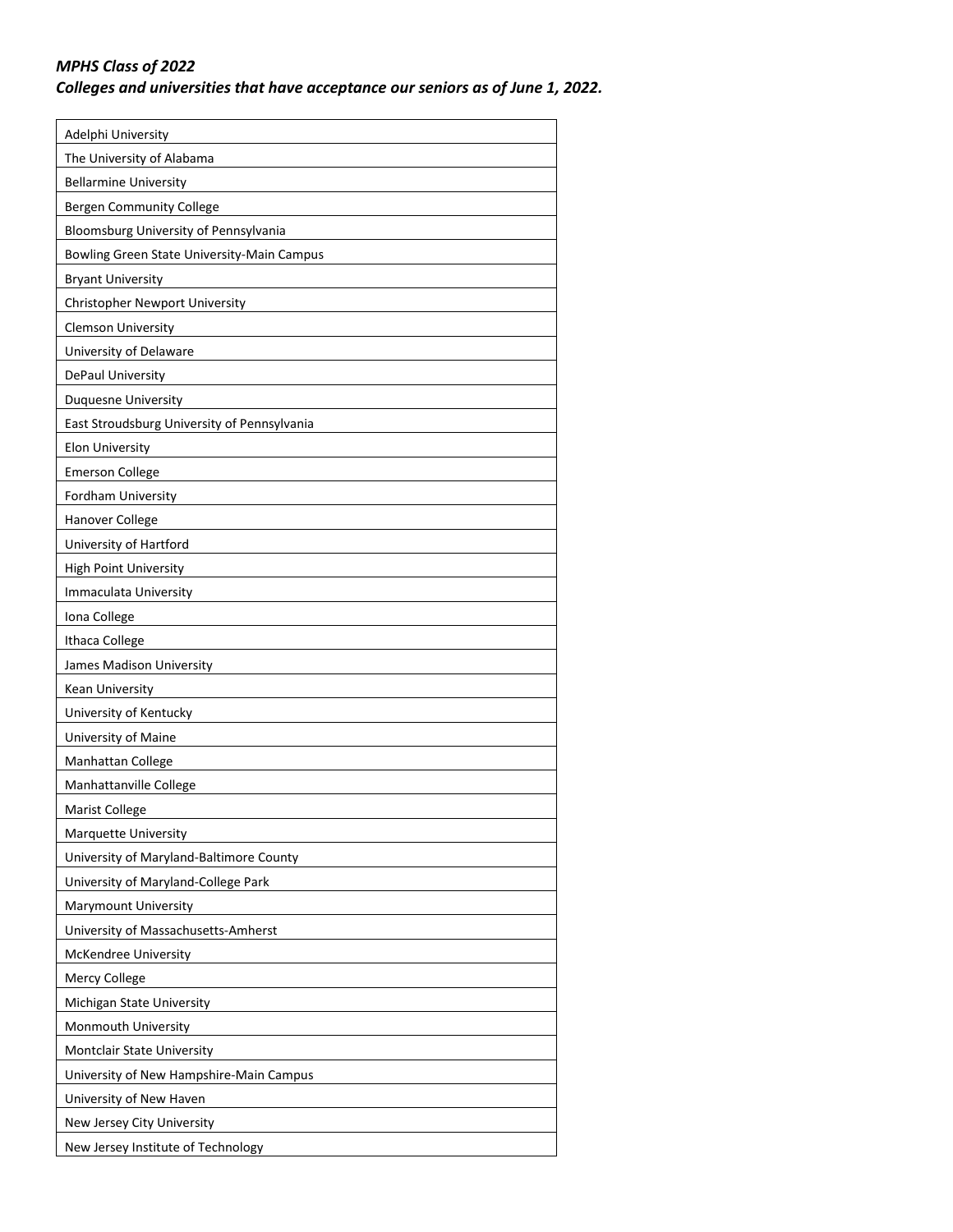***MPHS Class of 2022***
***Colleges and universities that have acceptance our seniors as of June 1, 2022.***

| Adelphi University |
|---|
| The University of Alabama |
| Bellarmine University |
| Bergen Community College |
| Bloomsburg University of Pennsylvania |
| Bowling Green State University-Main Campus |
| Bryant University |
| Christopher Newport University |
| Clemson University |
| University of Delaware |
| DePaul University |
| Duquesne University |
| East Stroudsburg University of Pennsylvania |
| Elon University |
| Emerson College |
| Fordham University |
| Hanover College |
| University of Hartford |
| High Point University |
| Immaculata University |
| Iona College |
| Ithaca College |
| James Madison University |
| Kean University |
| University of Kentucky |
| University of Maine |
| Manhattan College |
| Manhattanville College |
| Marist College |
| Marquette University |
| University of Maryland-Baltimore County |
| University of Maryland-College Park |
| Marymount University |
| University of Massachusetts-Amherst |
| McKendree University |
| Mercy College |
| Michigan State University |
| Monmouth University |
| Montclair State University |
| University of New Hampshire-Main Campus |
| University of New Haven |
| New Jersey City University |
| New Jersey Institute of Technology |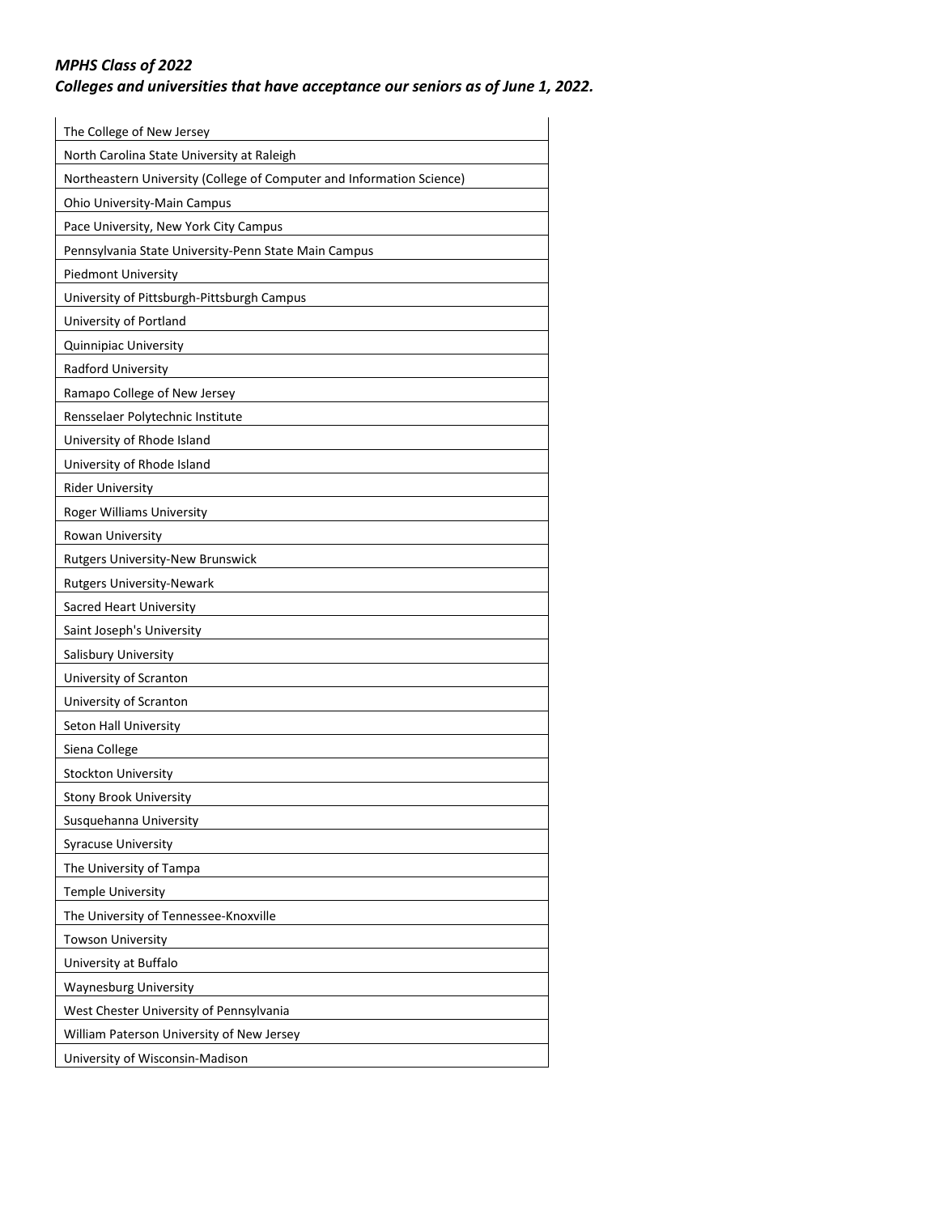***MPHS Class of 2022***
***Colleges and universities that have acceptance our seniors as of June 1, 2022.***

| |
|---|
| The College of New Jersey |
| North Carolina State University at Raleigh |
| Northeastern University (College of Computer and Information Science) |
| Ohio University-Main Campus |
| Pace University, New York City Campus |
| Pennsylvania State University-Penn State Main Campus |
| Piedmont University |
| University of Pittsburgh-Pittsburgh Campus |
| University of Portland |
| Quinnipiac University |
| Radford University |
| Ramapo College of New Jersey |
| Rensselaer Polytechnic Institute |
| University of Rhode Island |
| University of Rhode Island |
| Rider University |
| Roger Williams University |
| Rowan University |
| Rutgers University-New Brunswick |
| Rutgers University-Newark |
| Sacred Heart University |
| Saint Joseph's University |
| Salisbury University |
| University of Scranton |
| University of Scranton |
| Seton Hall University |
| Siena College |
| Stockton University |
| Stony Brook University |
| Susquehanna University |
| Syracuse University |
| The University of Tampa |
| Temple University |
| The University of Tennessee-Knoxville |
| Towson University |
| University at Buffalo |
| Waynesburg University |
| West Chester University of Pennsylvania |
| William Paterson University of New Jersey |
| University of Wisconsin-Madison |